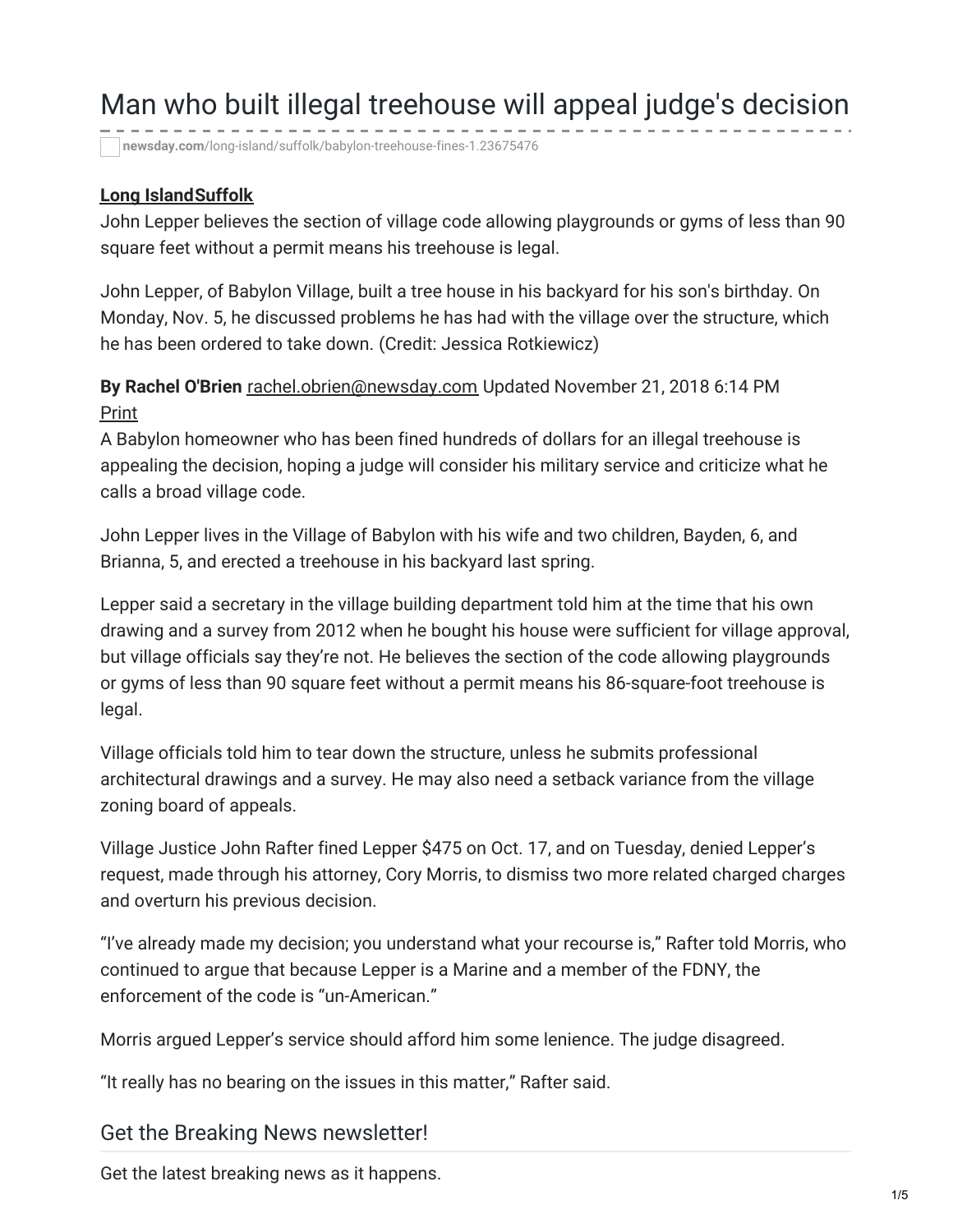# Man who built illegal treehouse will appeal judge's decision

newsday.com/long-island/suffolk/babylon-treehouse-fines-1.23675476

**Long IslandSuffolk**

John Lepper believes the section of village code allowing playgrounds or gyms of less than 90 square feet without a permit means his treehouse is legal.

John Lepper, of Babylon Village, built a tree house in his backyard for his son's birthday. On Monday, Nov. 5, he discussed problems he has had with the village over the structure, which he has been ordered to take down. (Credit: Jessica Rotkiewicz)

**By Rachel O'Brien** rachel.obrien@newsday.com Updated November 21, 2018 6:14 PM

Print

A Babylon homeowner who has been fined hundreds of dollars for an illegal treehouse is appealing the decision, hoping a judge will consider his military service and criticize what he calls a broad village code.

John Lepper lives in the Village of Babylon with his wife and two children, Bayden, 6, and Brianna, 5, and erected a treehouse in his backyard last spring.

Lepper said a secretary in the village building department told him at the time that his own drawing and a survey from 2012 when he bought his house were sufficient for village approval, but village officials say they're not. He believes the section of the code allowing playgrounds or gyms of less than 90 square feet without a permit means his 86-square-foot treehouse is legal.

Village officials told him to tear down the structure, unless he submits professional architectural drawings and a survey. He may also need a setback variance from the village zoning board of appeals.

Village Justice John Rafter fined Lepper $475 on Oct. 17, and on Tuesday, denied Lepper's request, made through his attorney, Cory Morris, to dismiss two more related charged charges and overturn his previous decision.

"I've already made my decision; you understand what your recourse is," Rafter told Morris, who continued to argue that because Lepper is a Marine and a member of the FDNY, the enforcement of the code is "un-American."

Morris argued Lepper's service should afford him some lenience. The judge disagreed.

"It really has no bearing on the issues in this matter," Rafter said.

## Get the Breaking News newsletter!

Get the latest breaking news as it happens.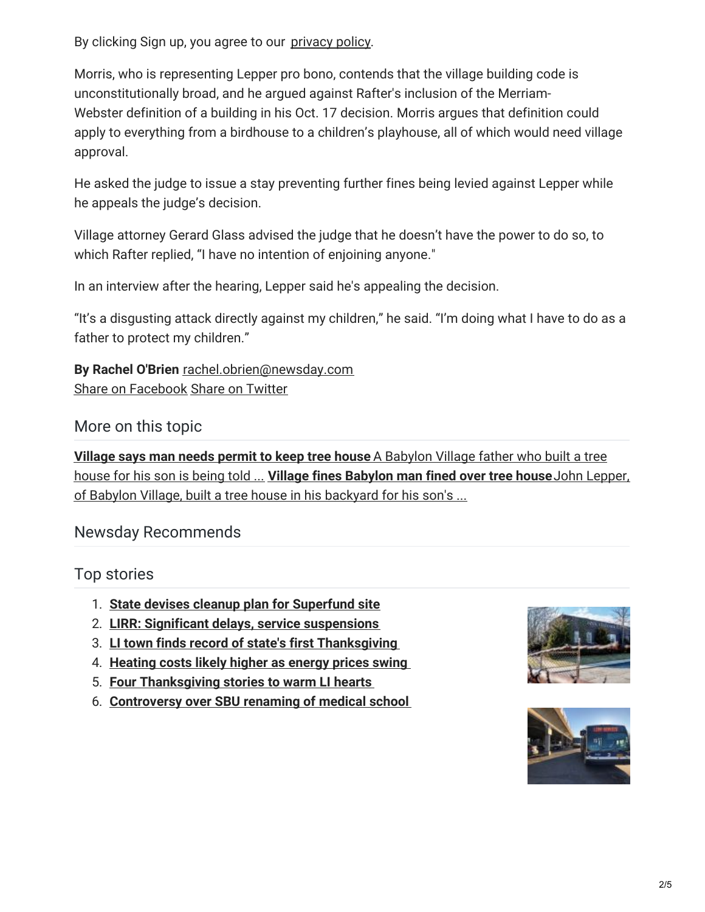By clicking Sign up, you agree to our privacy policy.

Morris, who is representing Lepper pro bono, contends that the village building code is unconstitutionally broad, and he argued against Rafter's inclusion of the Merriam-Webster definition of a building in his Oct. 17 decision. Morris argues that definition could apply to everything from a birdhouse to a children's playhouse, all of which would need village approval.

He asked the judge to issue a stay preventing further fines being levied against Lepper while he appeals the judge's decision.

Village attorney Gerard Glass advised the judge that he doesn't have the power to do so, to which Rafter replied, "I have no intention of enjoining anyone."

In an interview after the hearing, Lepper said he's appealing the decision.

"It's a disgusting attack directly against my children," he said. "I'm doing what I have to do as a father to protect my children."

**By Rachel O'Brien** rachel.obrien@newsday.com
Share on Facebook Share on Twitter

## More on this topic

**Village says man needs permit to keep tree house** A Babylon Village father who built a tree house for his son is being told ... **Village fines Babylon man fined over tree house** John Lepper, of Babylon Village, built a tree house in his backyard for his son's ...

## Newsday Recommends

## Top stories

1. **State devises cleanup plan for Superfund site**
2. **LIRR: Significant delays, service suspensions**
3. **LI town finds record of state's first Thanksgiving**
4. **Heating costs likely higher as energy prices swing**
5. **Four Thanksgiving stories to warm LI hearts**
6. **Controversy over SBU renaming of medical school**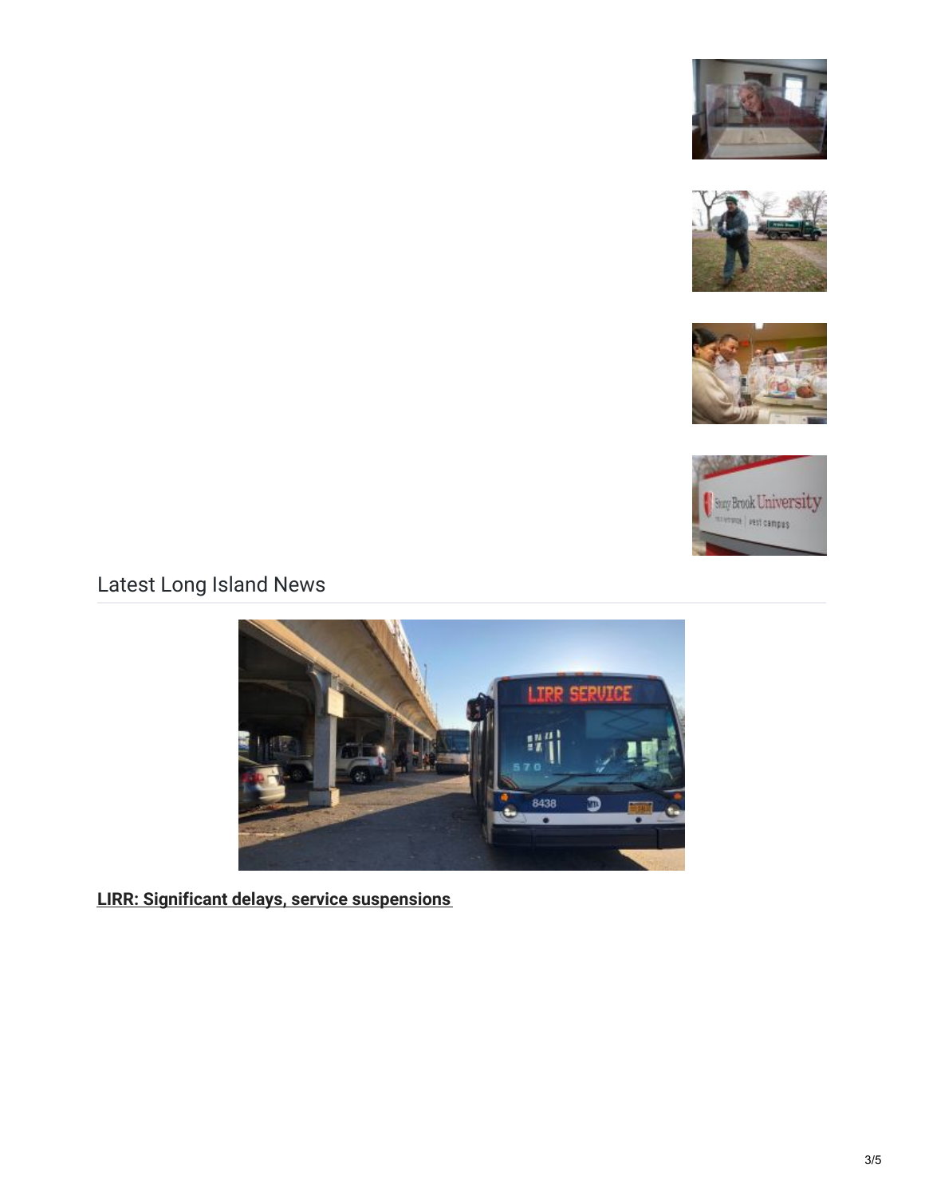## Latest Long Island News

**LIRR: Significant delays, service suspensions**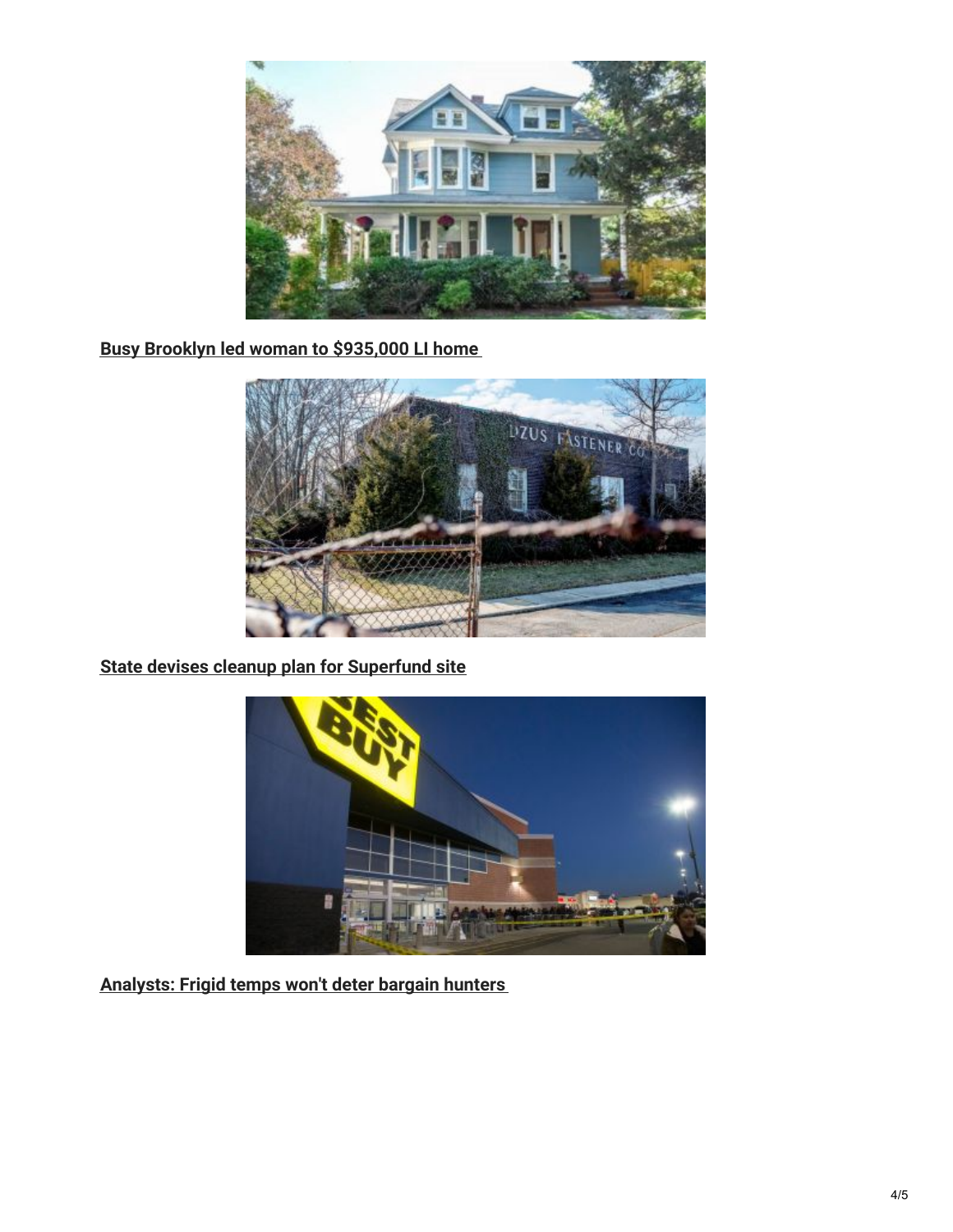[Busy Brooklyn led woman to $935,000 LI home]

[State devises cleanup plan for Superfund site]

[Analysts: Frigid temps won't deter bargain hunters]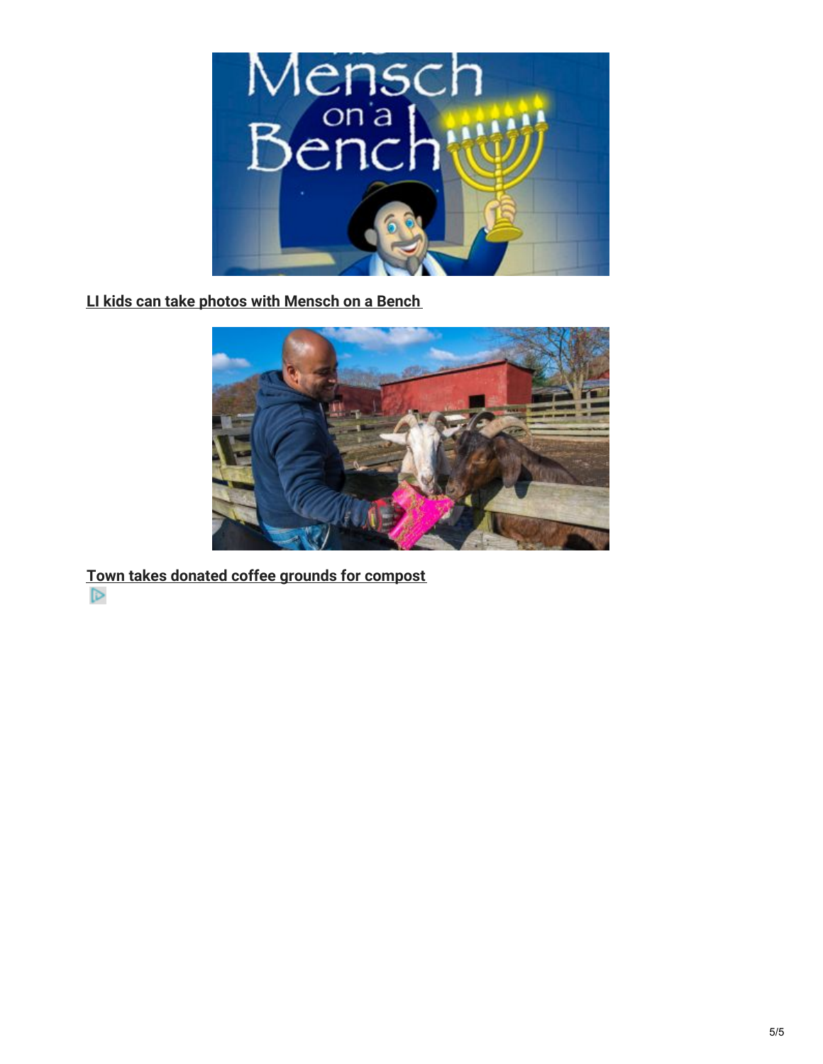**LI kids can take photos with Mensch on a Bench**

**Town takes donated coffee grounds for compost**